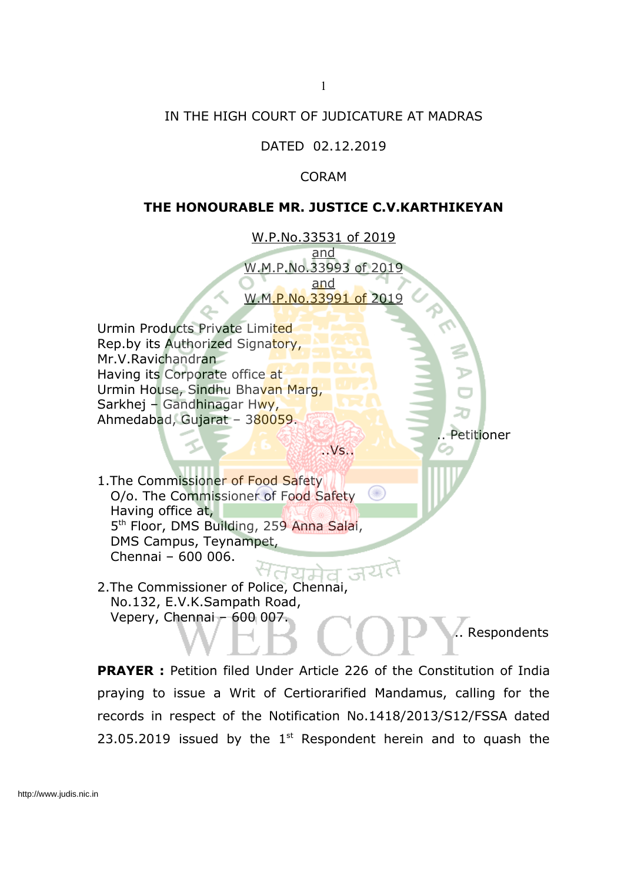IN THE HIGH COURT OF JUDICATURE AT MADRAS

DATED 02.12.2019

CORAM

**THE HONOURABLE MR. JUSTICE C.V.KARTHIKEYAN**

W.P.No.33531 of 2019
and
W.M.P.No.33993 of 2019
and
W.M.P.No.33991 of 2019

Urmin Products Private Limited
Rep.by its Authorized Signatory,
Mr.V.Ravichandran
Having its Corporate office at
Urmin House, Sindhu Bhavan Marg,
Sarkhej – Gandhinagar Hwy,
Ahmedabad, Gujarat – 380059.

.. Petitioner

..Vs..

1.The Commissioner of Food Safety
O/o. The Commissioner of Food Safety
Having office at,
5th Floor, DMS Building, 259 Anna Salai,
DMS Campus, Teynampet,
Chennai – 600 006.

2.The Commissioner of Police, Chennai,
No.132, E.V.K.Sampath Road,
Vepery, Chennai – 600 007.

.. Respondents

**PRAYER :** Petition filed Under Article 226 of the Constitution of India praying to issue a Writ of Certiorarified Mandamus, calling for the records in respect of the Notification No.1418/2013/S12/FSSA dated 23.05.2019 issued by the 1st Respondent herein and to quash the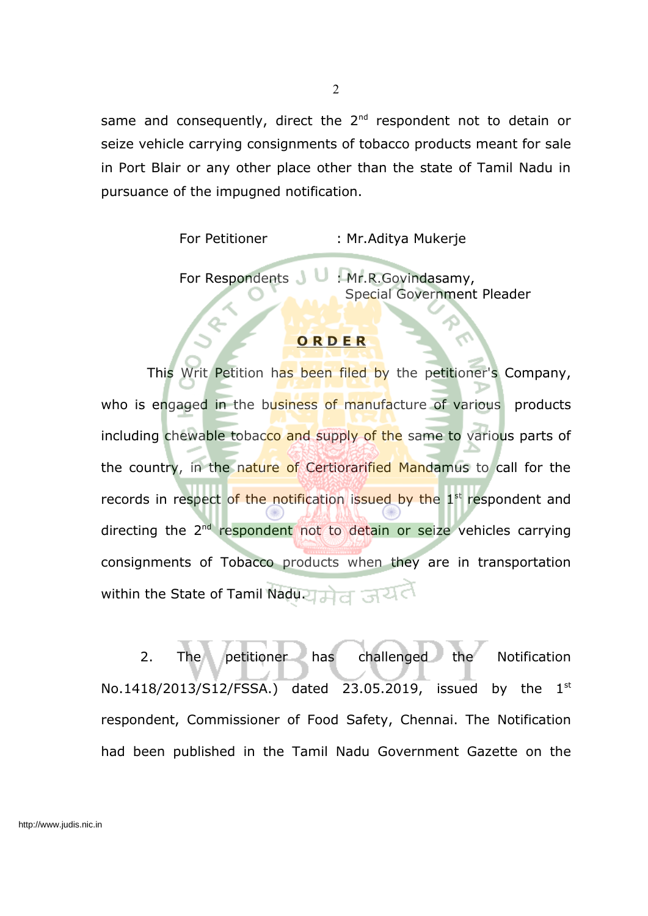same and consequently, direct the 2nd respondent not to detain or seize vehicle carrying consignments of tobacco products meant for sale in Port Blair or any other place other than the state of Tamil Nadu in pursuance of the impugned notification.

For Petitioner : Mr.Aditya Mukerje

For Respondents : Mr.R.Govindasamy, Special Government Pleader

**ORDER**

This Writ Petition has been filed by the petitioner's Company, who is engaged in the business of manufacture of various products including chewable tobacco and supply of the same to various parts of the country, in the nature of Certiorarified Mandamus to call for the records in respect of the notification issued by the 1st respondent and directing the 2nd respondent not to detain or seize vehicles carrying consignments of Tobacco products when they are in transportation within the State of Tamil Nadu.

2. The petitioner has challenged the Notification No.1418/2013/S12/FSSA.) dated 23.05.2019, issued by the 1st respondent, Commissioner of Food Safety, Chennai. The Notification had been published in the Tamil Nadu Government Gazette on the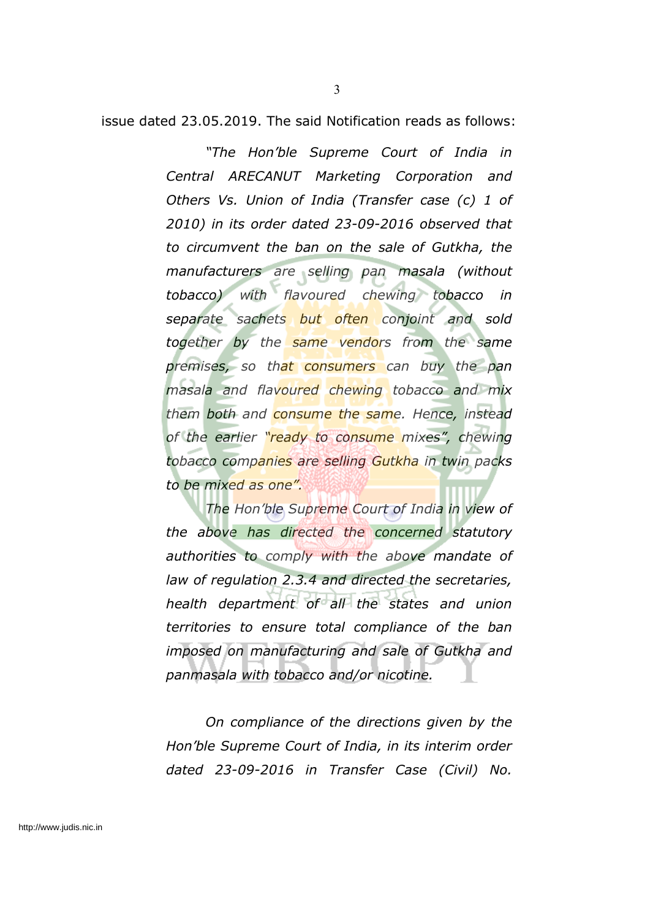issue dated 23.05.2019. The said Notification reads as follows:

> *"The Hon'ble Supreme Court of India in Central ARECANUT Marketing Corporation and Others Vs. Union of India (Transfer case (c) 1 of 2010) in its order dated 23-09-2016 observed that to circumvent the ban on the sale of Gutkha, the manufacturers are selling pan masala (without tobacco) with flavoured chewing tobacco in separate sachets but often conjoint and sold together by the same vendors from the same premises, so that consumers can buy the pan masala and flavoured chewing tobacco and mix them both and consume the same. Hence, instead of the earlier "ready to consume mixes", chewing tobacco companies are selling Gutkha in twin packs to be mixed as one".*
>
> *The Hon'ble Supreme Court of India in view of the above has directed the concerned statutory authorities to comply with the above mandate of law of regulation 2.3.4 and directed the secretaries, health department of all the states and union territories to ensure total compliance of the ban imposed on manufacturing and sale of Gutkha and panmasala with tobacco and/or nicotine.*
>
> *On compliance of the directions given by the Hon'ble Supreme Court of India, in its interim order dated 23-09-2016 in Transfer Case (Civil) No.*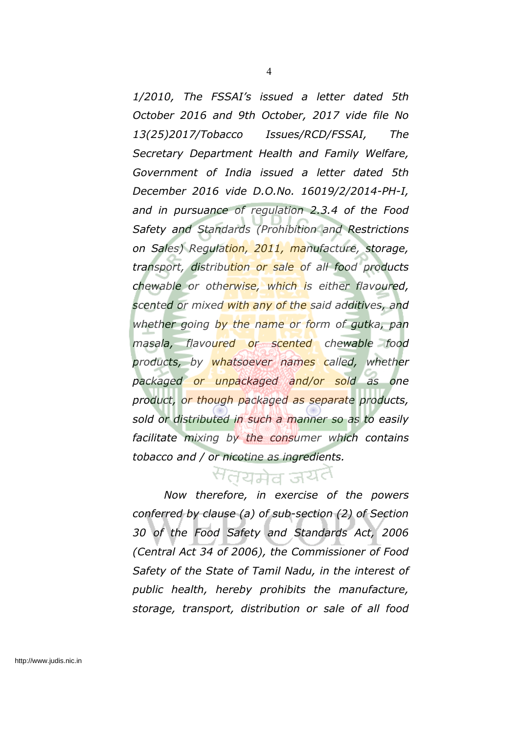*1/2010, The FSSAI's issued a letter dated 5th October 2016 and 9th October, 2017 vide file No 13(25)2017/Tobacco Issues/RCD/FSSAI, The Secretary Department Health and Family Welfare, Government of India issued a letter dated 5th December 2016 vide D.O.No. 16019/2/2014-PH-I, and in pursuance of regulation 2.3.4 of the Food Safety and Standards (Prohibition and Restrictions on Sales) Regulation, 2011, manufacture, storage, transport, distribution or sale of all food products chewable or otherwise, which is either flavoured, scented or mixed with any of the said additives, and whether going by the name or form of gutka, pan masala, flavoured or scented chewable food products, by whatsoever names called, whether packaged or unpackaged and/or sold as one product, or though packaged as separate products, sold or distributed in such a manner so as to easily facilitate mixing by the consumer which contains tobacco and / or nicotine as ingredients.*

*Now therefore, in exercise of the powers conferred by clause (a) of sub-section (2) of Section 30 of the Food Safety and Standards Act, 2006 (Central Act 34 of 2006), the Commissioner of Food Safety of the State of Tamil Nadu, in the interest of public health, hereby prohibits the manufacture, storage, transport, distribution or sale of all food*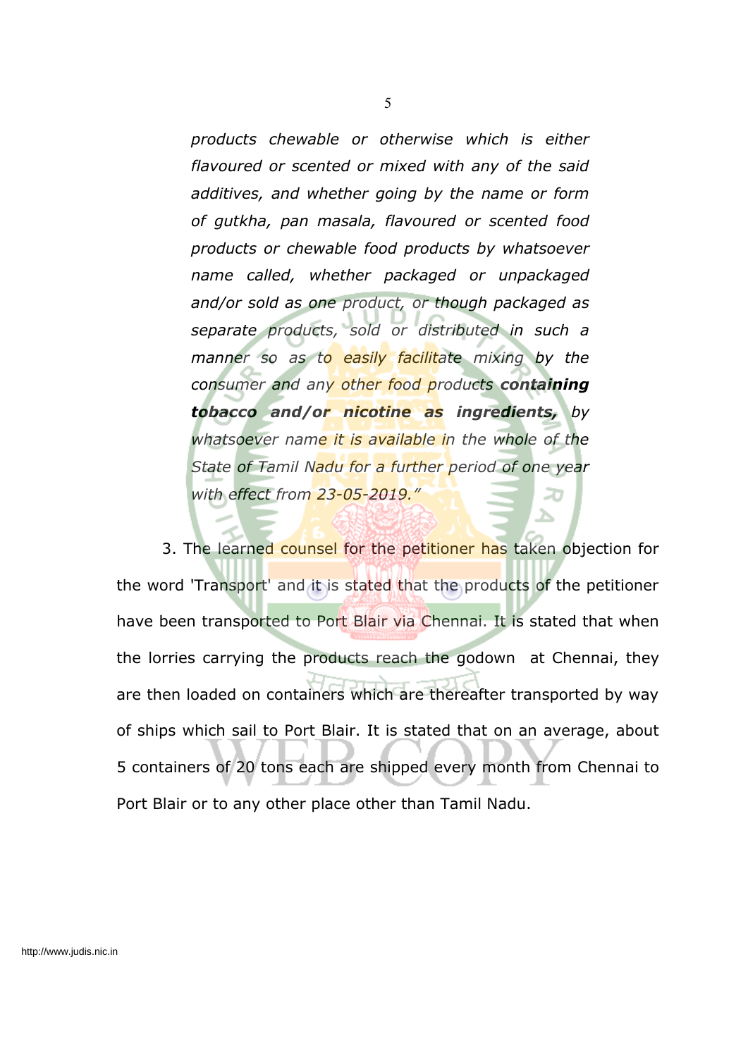*products chewable or otherwise which is either flavoured or scented or mixed with any of the said additives, and whether going by the name or form of gutkha, pan masala, flavoured or scented food products or chewable food products by whatsoever name called, whether packaged or unpackaged and/or sold as one product, or though packaged as separate products, sold or distributed in such a manner so as to easily facilitate mixing by the consumer and any other food products* ***containing tobacco and/or nicotine as ingredients,*** *by whatsoever name it is available in the whole of the State of Tamil Nadu for a further period of one year with effect from 23-05-2019."*

3. The learned counsel for the petitioner has taken objection for the word 'Transport' and it is stated that the products of the petitioner have been transported to Port Blair via Chennai. It is stated that when the lorries carrying the products reach the godown at Chennai, they are then loaded on containers which are thereafter transported by way of ships which sail to Port Blair. It is stated that on an average, about 5 containers of 20 tons each are shipped every month from Chennai to Port Blair or to any other place other than Tamil Nadu.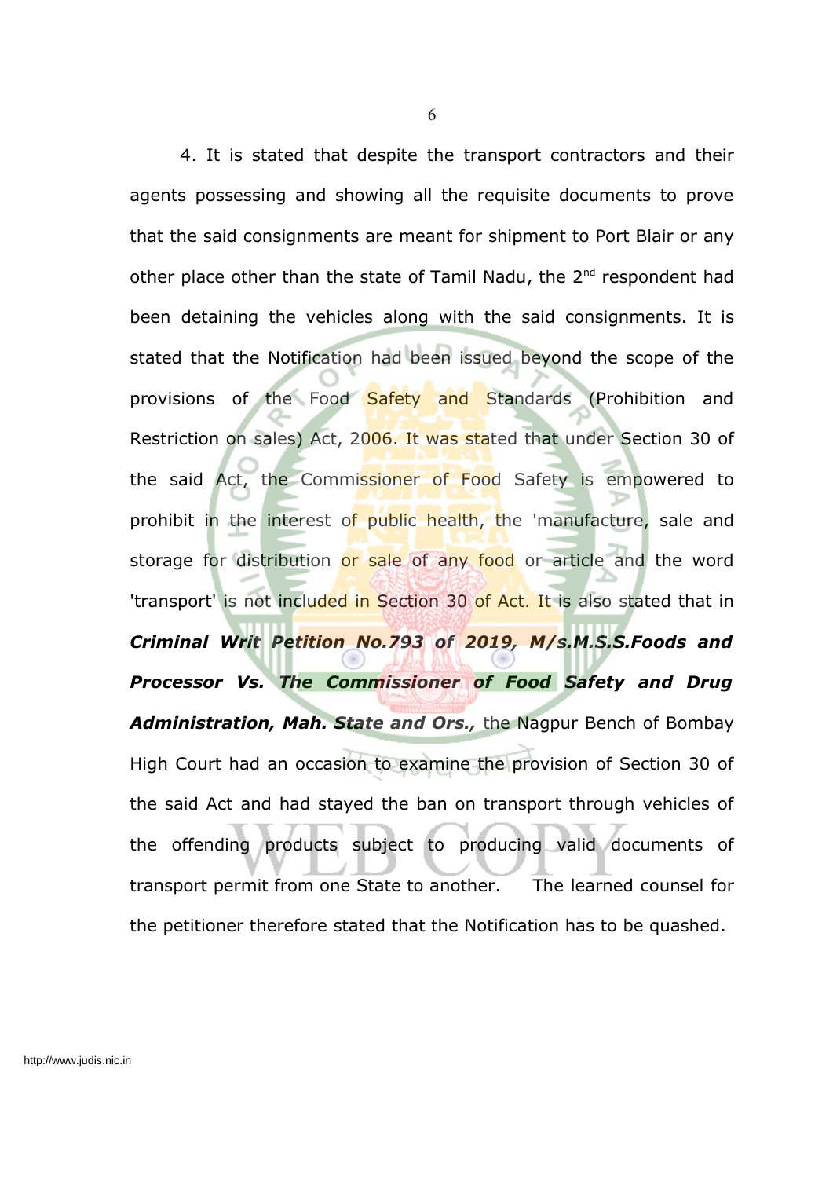4. It is stated that despite the transport contractors and their agents possessing and showing all the requisite documents to prove that the said consignments are meant for shipment to Port Blair or any other place other than the state of Tamil Nadu, the 2[nd] respondent had been detaining the vehicles along with the said consignments. It is stated that the Notification had been issued beyond the scope of the provisions of the Food Safety and Standards (Prohibition and Restriction on sales) Act, 2006. It was stated that under Section 30 of the said Act, the Commissioner of Food Safety is empowered to prohibit in the interest of public health, the 'manufacture, sale and storage for distribution or sale of any food or article and the word 'transport' is not included in Section 30 of Act. It is also stated that in ***Criminal Writ Petition No.793 of 2019, M/s.M.S.S.Foods and Processor Vs. The Commissioner of Food Safety and Drug Administration, Mah. State and Ors.,*** the Nagpur Bench of Bombay High Court had an occasion to examine the provision of Section 30 of the said Act and had stayed the ban on transport through vehicles of the offending products subject to producing valid documents of transport permit from one State to another. The learned counsel for the petitioner therefore stated that the Notification has to be quashed.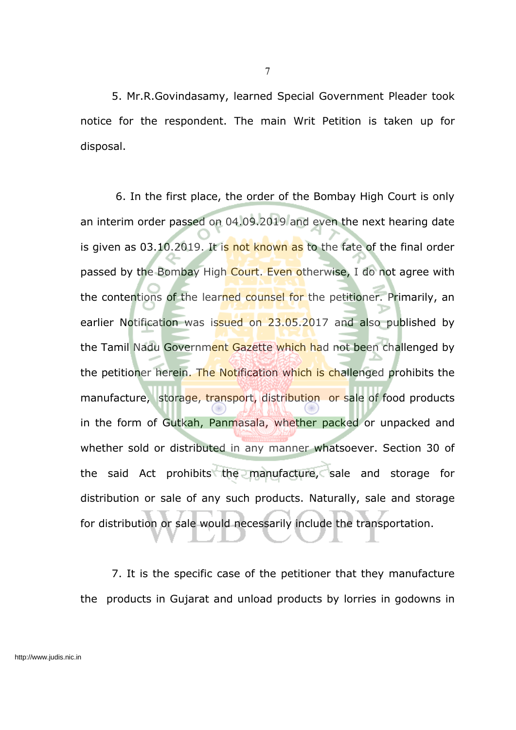5. Mr.R.Govindasamy, learned Special Government Pleader took notice for the respondent. The main Writ Petition is taken up for disposal.

6. In the first place, the order of the Bombay High Court is only an interim order passed on 04.09.2019 and even the next hearing date is given as 03.10.2019. It is not known as to the fate of the final order passed by the Bombay High Court. Even otherwise, I do not agree with the contentions of the learned counsel for the petitioner. Primarily, an earlier Notification was issued on 23.05.2017 and also published by the Tamil Nadu Government Gazette which had not been challenged by the petitioner herein. The Notification which is challenged prohibits the manufacture, storage, transport, distribution or sale of food products in the form of Gutkah, Panmasala, whether packed or unpacked and whether sold or distributed in any manner whatsoever. Section 30 of the said Act prohibits the manufacture, sale and storage for distribution or sale of any such products. Naturally, sale and storage for distribution or sale would necessarily include the transportation.

7. It is the specific case of the petitioner that they manufacture the products in Gujarat and unload products by lorries in godowns in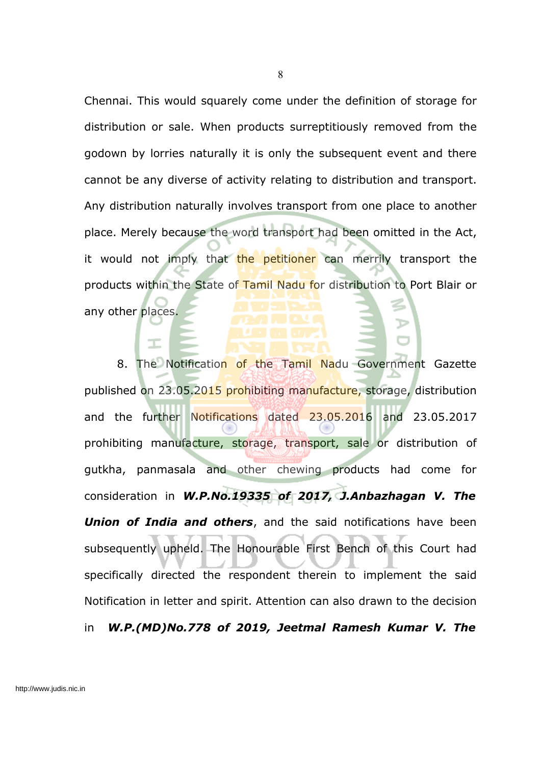Chennai. This would squarely come under the definition of storage for distribution or sale. When products surreptitiously removed from the godown by lorries naturally it is only the subsequent event and there cannot be any diverse of activity relating to distribution and transport. Any distribution naturally involves transport from one place to another place. Merely because the word transport had been omitted in the Act, it would not imply that the petitioner can merrily transport the products within the State of Tamil Nadu for distribution to Port Blair or any other places.

8. The Notification of the Tamil Nadu Government Gazette published on 23.05.2015 prohibiting manufacture, storage, distribution and the further Notifications dated 23.05.2016 and 23.05.2017 prohibiting manufacture, storage, transport, sale or distribution of gutkha, panmasala and other chewing products had come for consideration in ***W.P.No.19335 of 2017, J.Anbazhagan V. The Union of India and others***, and the said notifications have been subsequently upheld. The Honourable First Bench of this Court had specifically directed the respondent therein to implement the said Notification in letter and spirit. Attention can also drawn to the decision in ***W.P.(MD)No.778 of 2019, Jeetmal Ramesh Kumar V. The***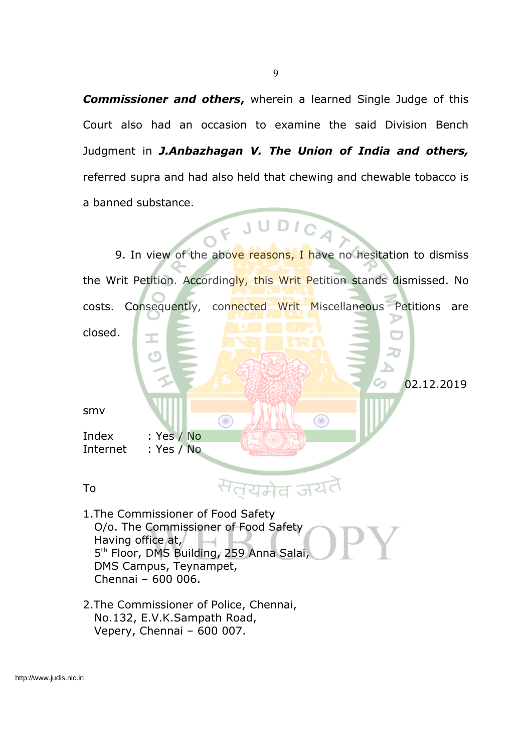***Commissioner and others***, wherein a learned Single Judge of this Court also had an occasion to examine the said Division Bench Judgment in ***J.Anbazhagan V. The Union of India and others,*** referred supra and had also held that chewing and chewable tobacco is a banned substance.

9. In view of the above reasons, I have no hesitation to dismiss the Writ Petition. Accordingly, this Writ Petition stands dismissed. No costs. Consequently, connected Writ Miscellaneous Petitions are closed.

02.12.2019

smv

Index : Yes / No
Internet : Yes / No

To

1.The Commissioner of Food Safety
O/o. The Commissioner of Food Safety
Having office at,
5th Floor, DMS Building, 259 Anna Salai,
DMS Campus, Teynampet,
Chennai – 600 006.

2.The Commissioner of Police, Chennai,
No.132, E.V.K.Sampath Road,
Vepery, Chennai – 600 007.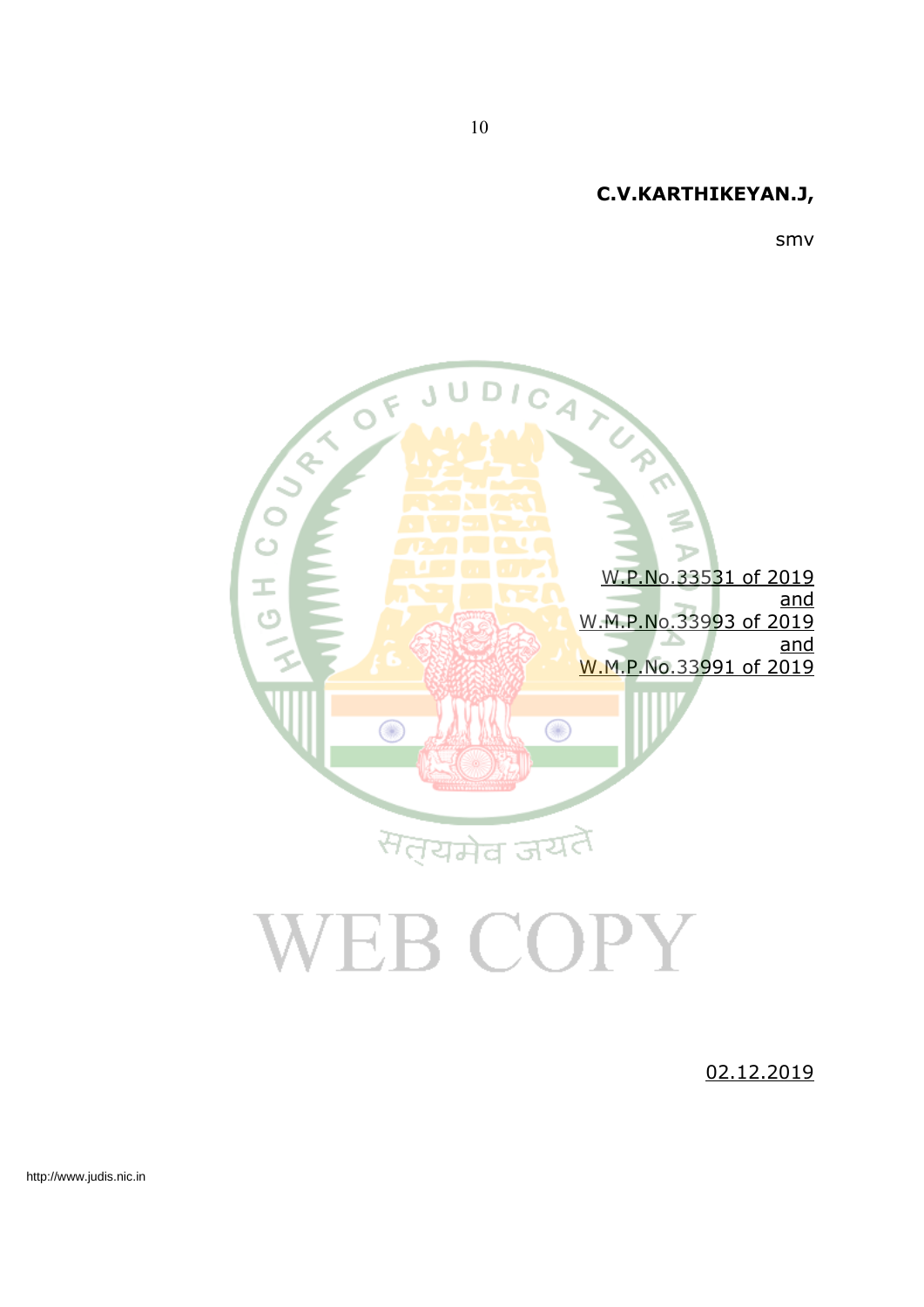**C.V.KARTHIKEYAN.J,**

smv

W.P.No.33531 of 2019
and
W.M.P.No.33993 of 2019
and
W.M.P.No.33991 of 2019

02.12.2019